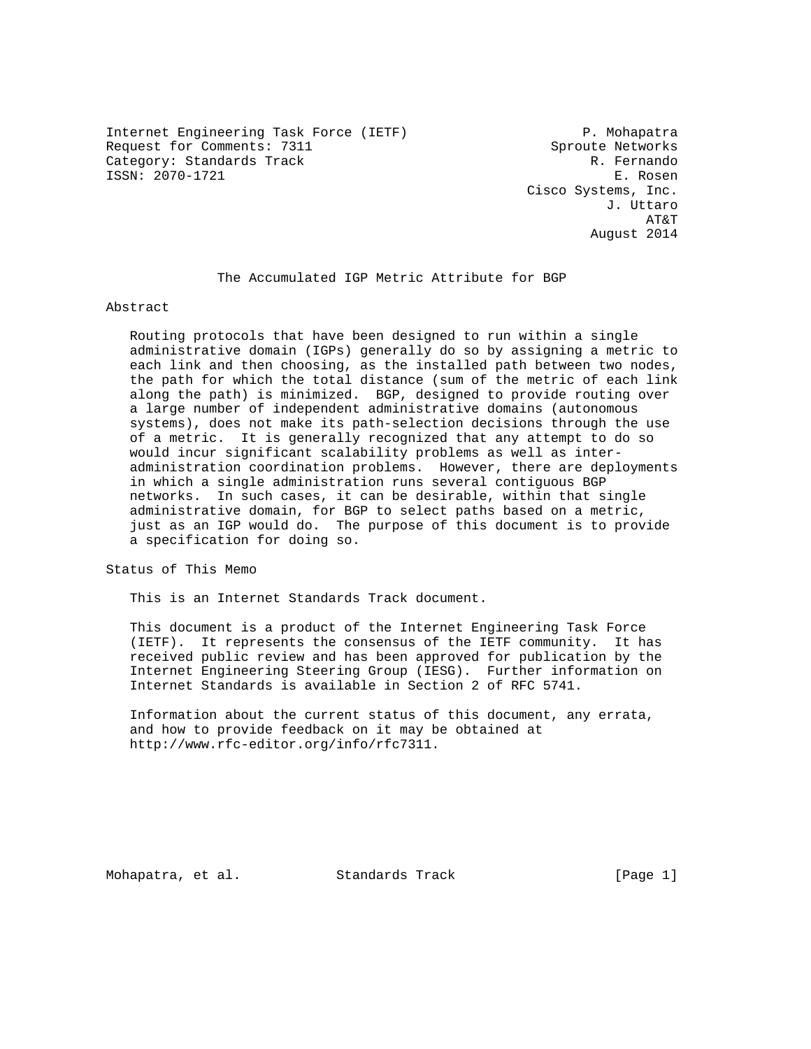Internet Engineering Task Force (IETF) P. Mohapatra
Request for Comments: 7311 Sproute Networks
Category: Standards Track R. Fernando
ISSN: 2070-1721 E. Rosen
Cisco Systems, Inc.
J. Uttaro
AT&T
August 2014

# The Accumulated IGP Metric Attribute for BGP

## Abstract

Routing protocols that have been designed to run within a single administrative domain (IGPs) generally do so by assigning a metric to each link and then choosing, as the installed path between two nodes, the path for which the total distance (sum of the metric of each link along the path) is minimized. BGP, designed to provide routing over a large number of independent administrative domains (autonomous systems), does not make its path-selection decisions through the use of a metric. It is generally recognized that any attempt to do so would incur significant scalability problems as well as inter-administration coordination problems. However, there are deployments in which a single administration runs several contiguous BGP networks. In such cases, it can be desirable, within that single administrative domain, for BGP to select paths based on a metric, just as an IGP would do. The purpose of this document is to provide a specification for doing so.

## Status of This Memo

This is an Internet Standards Track document.

This document is a product of the Internet Engineering Task Force (IETF). It represents the consensus of the IETF community. It has received public review and has been approved for publication by the Internet Engineering Steering Group (IESG). Further information on Internet Standards is available in Section 2 of RFC 5741.

Information about the current status of this document, any errata, and how to provide feedback on it may be obtained at http://www.rfc-editor.org/info/rfc7311.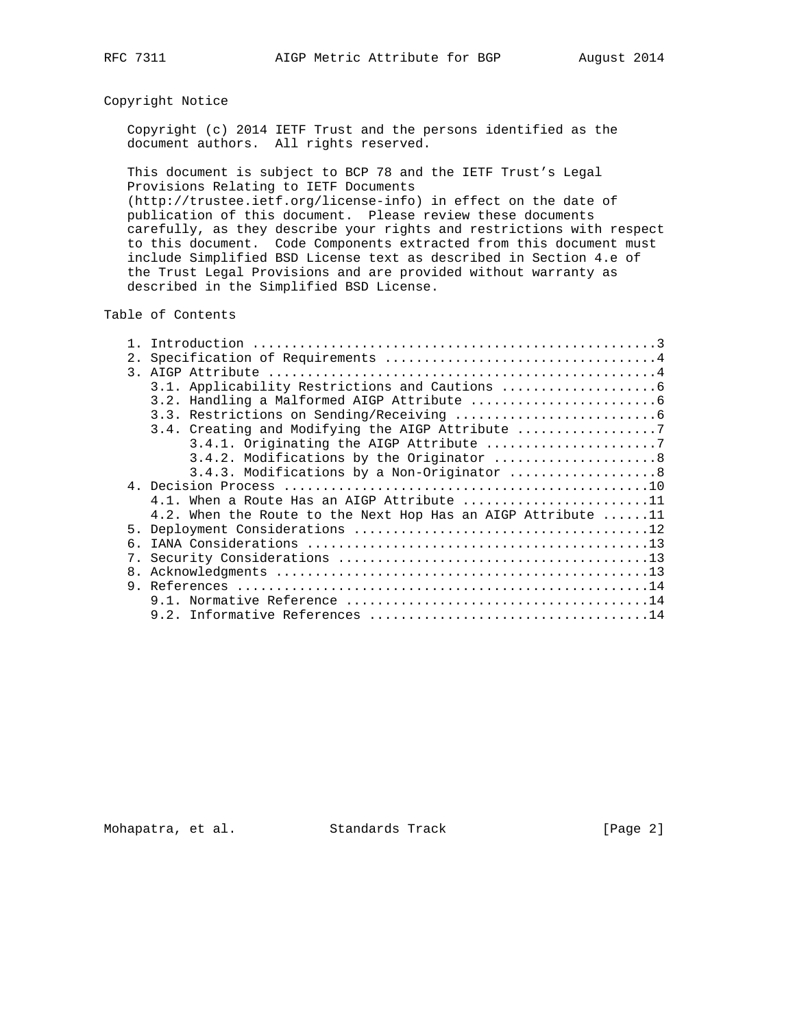## Copyright Notice

Copyright (c) 2014 IETF Trust and the persons identified as the document authors. All rights reserved.

This document is subject to BCP 78 and the IETF Trust's Legal Provisions Relating to IETF Documents (http://trustee.ietf.org/license-info) in effect on the date of publication of this document. Please review these documents carefully, as they describe your rights and restrictions with respect to this document. Code Components extracted from this document must include Simplified BSD License text as described in Section 4.e of the Trust Legal Provisions and are provided without warranty as described in the Simplified BSD License.

## Table of Contents

```
   1. Introduction ....................................................3
   2. Specification of Requirements ...................................4
   3. AIGP Attribute ..................................................4
      3.1. Applicability Restrictions and Cautions ....................6
      3.2. Handling a Malformed AIGP Attribute ........................6
      3.3. Restrictions on Sending/Receiving ..........................6
      3.4. Creating and Modifying the AIGP Attribute ..................7
           3.4.1. Originating the AIGP Attribute ......................7
           3.4.2. Modifications by the Originator .....................8
           3.4.3. Modifications by a Non-Originator ...................8
   4. Decision Process ...............................................10
      4.1. When a Route Has an AIGP Attribute ........................11
      4.2. When the Route to the Next Hop Has an AIGP Attribute ......11
   5. Deployment Considerations ......................................12
   6. IANA Considerations ............................................13
   7. Security Considerations ........................................13
   8. Acknowledgments ................................................13
   9. References .....................................................14
      9.1. Normative Reference .......................................14
      9.2. Informative References ....................................14
```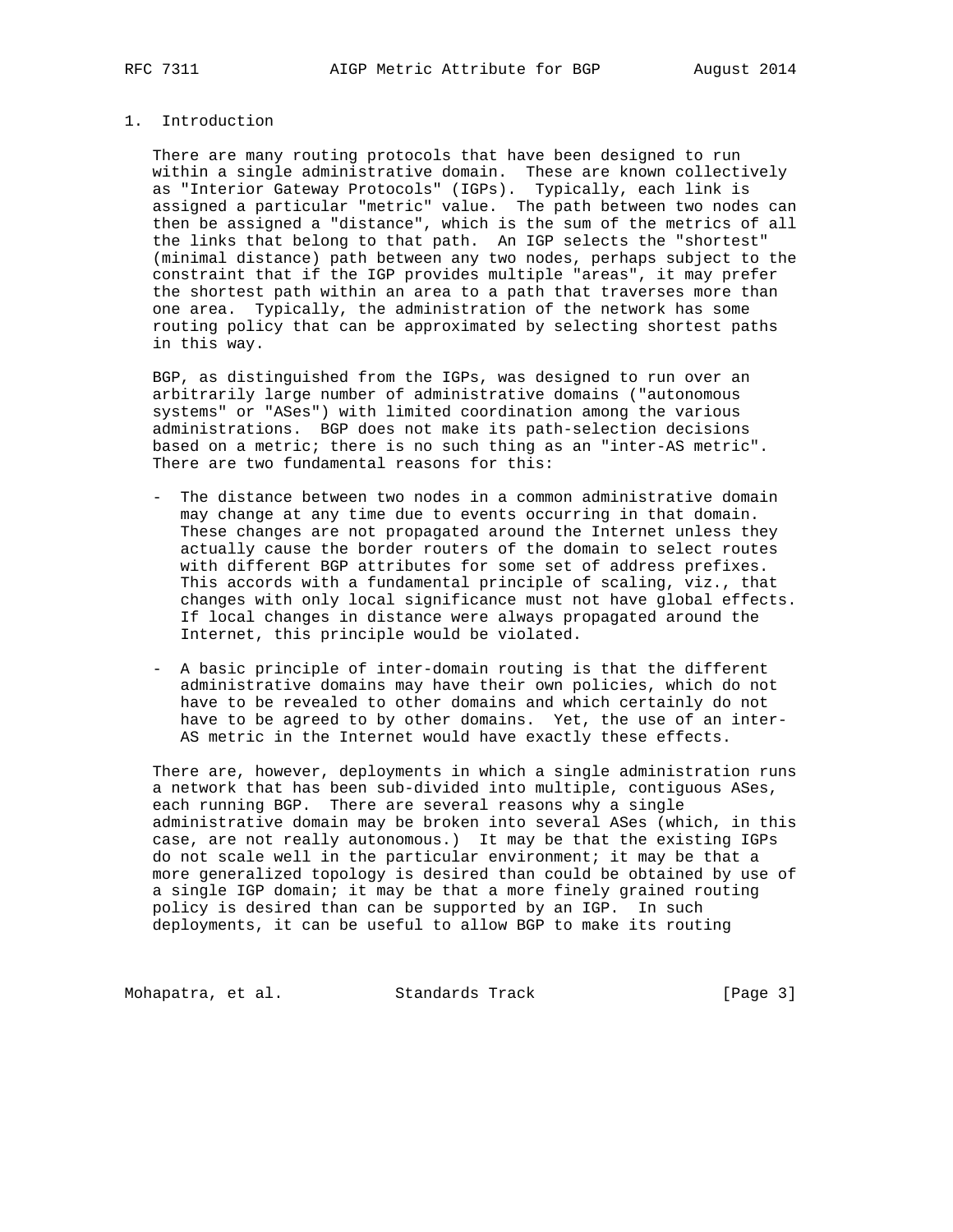## 1. Introduction

There are many routing protocols that have been designed to run within a single administrative domain. These are known collectively as "Interior Gateway Protocols" (IGPs). Typically, each link is assigned a particular "metric" value. The path between two nodes can then be assigned a "distance", which is the sum of the metrics of all the links that belong to that path. An IGP selects the "shortest" (minimal distance) path between any two nodes, perhaps subject to the constraint that if the IGP provides multiple "areas", it may prefer the shortest path within an area to a path that traverses more than one area. Typically, the administration of the network has some routing policy that can be approximated by selecting shortest paths in this way.

BGP, as distinguished from the IGPs, was designed to run over an arbitrarily large number of administrative domains ("autonomous systems" or "ASes") with limited coordination among the various administrations. BGP does not make its path-selection decisions based on a metric; there is no such thing as an "inter-AS metric". There are two fundamental reasons for this:

- The distance between two nodes in a common administrative domain may change at any time due to events occurring in that domain. These changes are not propagated around the Internet unless they actually cause the border routers of the domain to select routes with different BGP attributes for some set of address prefixes. This accords with a fundamental principle of scaling, viz., that changes with only local significance must not have global effects. If local changes in distance were always propagated around the Internet, this principle would be violated.

- A basic principle of inter-domain routing is that the different administrative domains may have their own policies, which do not have to be revealed to other domains and which certainly do not have to be agreed to by other domains. Yet, the use of an inter-AS metric in the Internet would have exactly these effects.

There are, however, deployments in which a single administration runs a network that has been sub-divided into multiple, contiguous ASes, each running BGP. There are several reasons why a single administrative domain may be broken into several ASes (which, in this case, are not really autonomous.) It may be that the existing IGPs do not scale well in the particular environment; it may be that a more generalized topology is desired than could be obtained by use of a single IGP domain; it may be that a more finely grained routing policy is desired than can be supported by an IGP. In such deployments, it can be useful to allow BGP to make its routing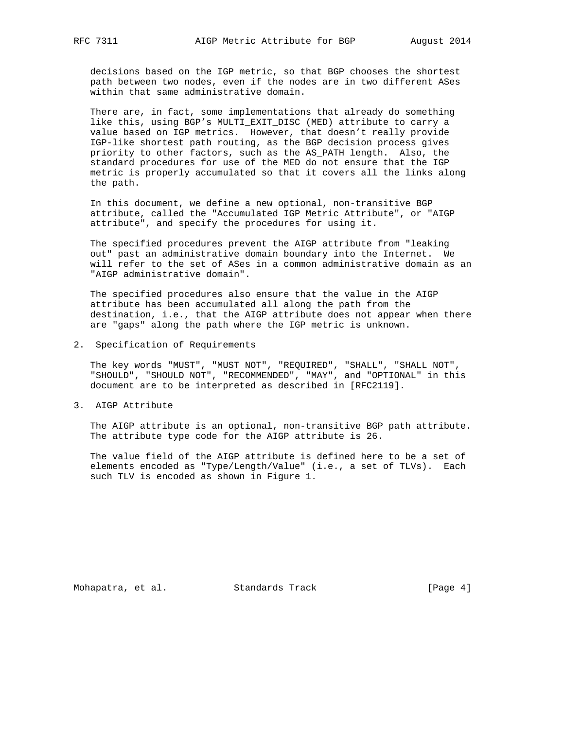decisions based on the IGP metric, so that BGP chooses the shortest path between two nodes, even if the nodes are in two different ASes within that same administrative domain.

There are, in fact, some implementations that already do something like this, using BGP's MULTI_EXIT_DISC (MED) attribute to carry a value based on IGP metrics. However, that doesn't really provide IGP-like shortest path routing, as the BGP decision process gives priority to other factors, such as the AS_PATH length. Also, the standard procedures for use of the MED do not ensure that the IGP metric is properly accumulated so that it covers all the links along the path.

In this document, we define a new optional, non-transitive BGP attribute, called the "Accumulated IGP Metric Attribute", or "AIGP attribute", and specify the procedures for using it.

The specified procedures prevent the AIGP attribute from "leaking out" past an administrative domain boundary into the Internet. We will refer to the set of ASes in a common administrative domain as an "AIGP administrative domain".

The specified procedures also ensure that the value in the AIGP attribute has been accumulated all along the path from the destination, i.e., that the AIGP attribute does not appear when there are "gaps" along the path where the IGP metric is unknown.

## 2. Specification of Requirements

The key words "MUST", "MUST NOT", "REQUIRED", "SHALL", "SHALL NOT", "SHOULD", "SHOULD NOT", "RECOMMENDED", "MAY", and "OPTIONAL" in this document are to be interpreted as described in [RFC2119].

## 3. AIGP Attribute

The AIGP attribute is an optional, non-transitive BGP path attribute. The attribute type code for the AIGP attribute is 26.

The value field of the AIGP attribute is defined here to be a set of elements encoded as "Type/Length/Value" (i.e., a set of TLVs). Each such TLV is encoded as shown in Figure 1.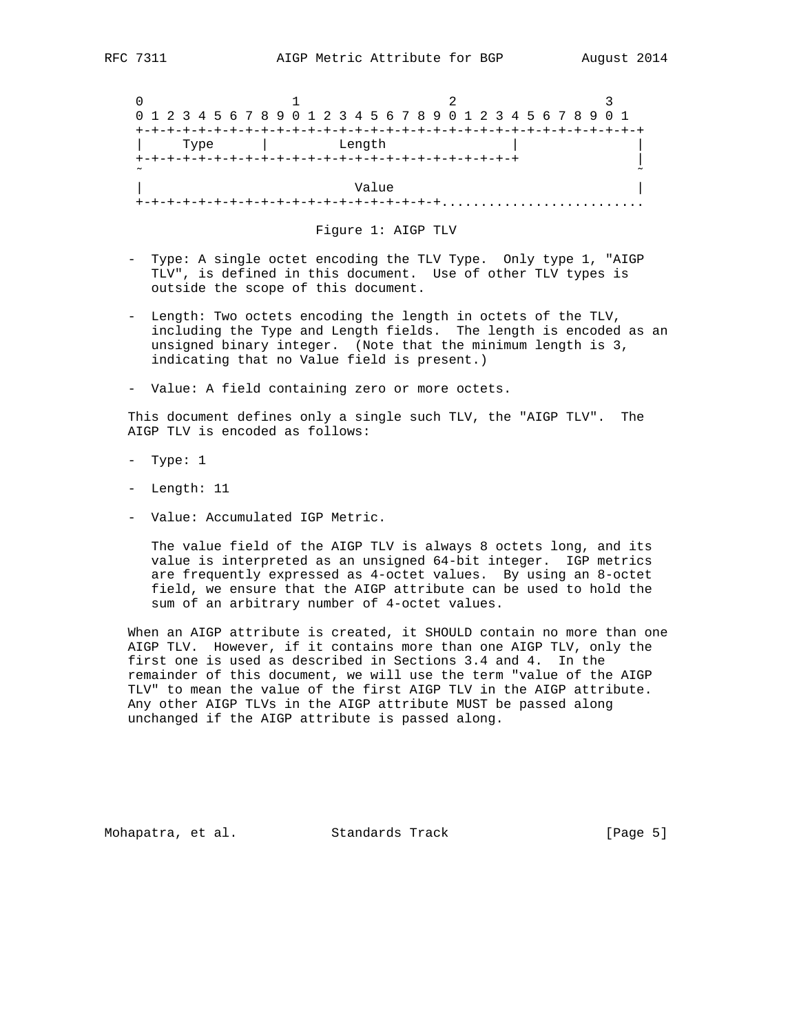```
 0                   1                   2                   3
 0 1 2 3 4 5 6 7 8 9 0 1 2 3 4 5 6 7 8 9 0 1 2 3 4 5 6 7 8 9 0 1
+-+-+-+-+-+-+-+-+-+-+-+-+-+-+-+-+-+-+-+-+-+-+-+-+-+-+-+-+-+-+-+-+
|     Type      |         Length                |               |
+-+-+-+-+-+-+-+-+-+-+-+-+-+-+-+-+-+-+-+-+-+-+-+-+               |
~                                                               ~
|                             Value                             |
+-+-+-+-+-+-+-+-+-+-+-+-+-+-+-+-+-+-+-+-+..........................
```

Figure 1: AIGP TLV

- Type: A single octet encoding the TLV Type. Only type 1, "AIGP TLV", is defined in this document. Use of other TLV types is outside the scope of this document.

- Length: Two octets encoding the length in octets of the TLV, including the Type and Length fields. The length is encoded as an unsigned binary integer. (Note that the minimum length is 3, indicating that no Value field is present.)

- Value: A field containing zero or more octets.

This document defines only a single such TLV, the "AIGP TLV". The AIGP TLV is encoded as follows:

- Type: 1

- Length: 11

- Value: Accumulated IGP Metric.

  The value field of the AIGP TLV is always 8 octets long, and its value is interpreted as an unsigned 64-bit integer. IGP metrics are frequently expressed as 4-octet values. By using an 8-octet field, we ensure that the AIGP attribute can be used to hold the sum of an arbitrary number of 4-octet values.

When an AIGP attribute is created, it SHOULD contain no more than one AIGP TLV. However, if it contains more than one AIGP TLV, only the first one is used as described in Sections 3.4 and 4. In the remainder of this document, we will use the term "value of the AIGP TLV" to mean the value of the first AIGP TLV in the AIGP attribute. Any other AIGP TLVs in the AIGP attribute MUST be passed along unchanged if the AIGP attribute is passed along.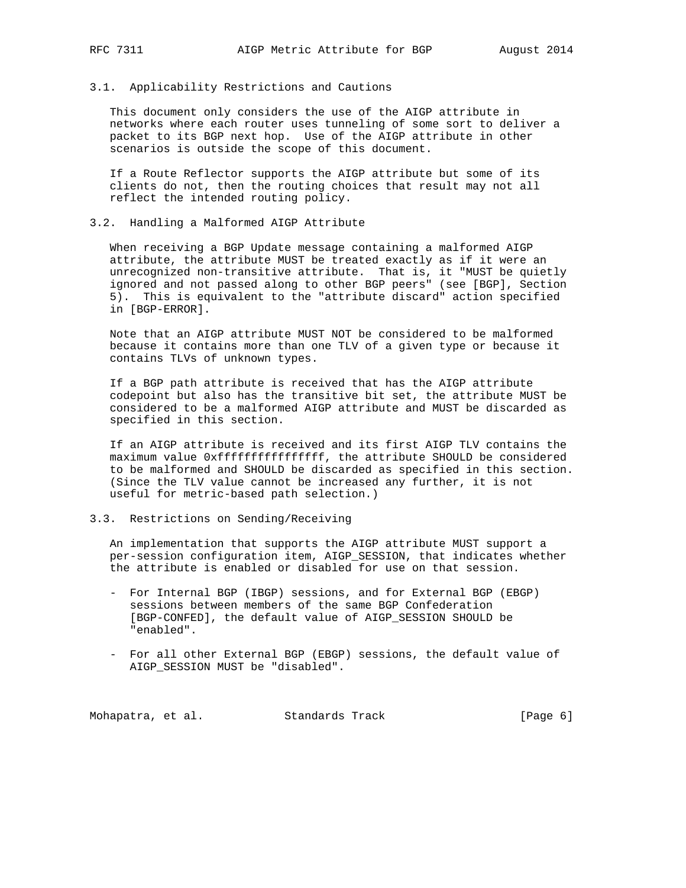### 3.1. Applicability Restrictions and Cautions

This document only considers the use of the AIGP attribute in networks where each router uses tunneling of some sort to deliver a packet to its BGP next hop. Use of the AIGP attribute in other scenarios is outside the scope of this document.

If a Route Reflector supports the AIGP attribute but some of its clients do not, then the routing choices that result may not all reflect the intended routing policy.

### 3.2. Handling a Malformed AIGP Attribute

When receiving a BGP Update message containing a malformed AIGP attribute, the attribute MUST be treated exactly as if it were an unrecognized non-transitive attribute. That is, it "MUST be quietly ignored and not passed along to other BGP peers" (see [BGP], Section 5). This is equivalent to the "attribute discard" action specified in [BGP-ERROR].

Note that an AIGP attribute MUST NOT be considered to be malformed because it contains more than one TLV of a given type or because it contains TLVs of unknown types.

If a BGP path attribute is received that has the AIGP attribute codepoint but also has the transitive bit set, the attribute MUST be considered to be a malformed AIGP attribute and MUST be discarded as specified in this section.

If an AIGP attribute is received and its first AIGP TLV contains the maximum value 0xffffffffffffffff, the attribute SHOULD be considered to be malformed and SHOULD be discarded as specified in this section. (Since the TLV value cannot be increased any further, it is not useful for metric-based path selection.)

### 3.3. Restrictions on Sending/Receiving

An implementation that supports the AIGP attribute MUST support a per-session configuration item, AIGP_SESSION, that indicates whether the attribute is enabled or disabled for use on that session.

- For Internal BGP (IBGP) sessions, and for External BGP (EBGP) sessions between members of the same BGP Confederation [BGP-CONFED], the default value of AIGP_SESSION SHOULD be "enabled".

- For all other External BGP (EBGP) sessions, the default value of AIGP_SESSION MUST be "disabled".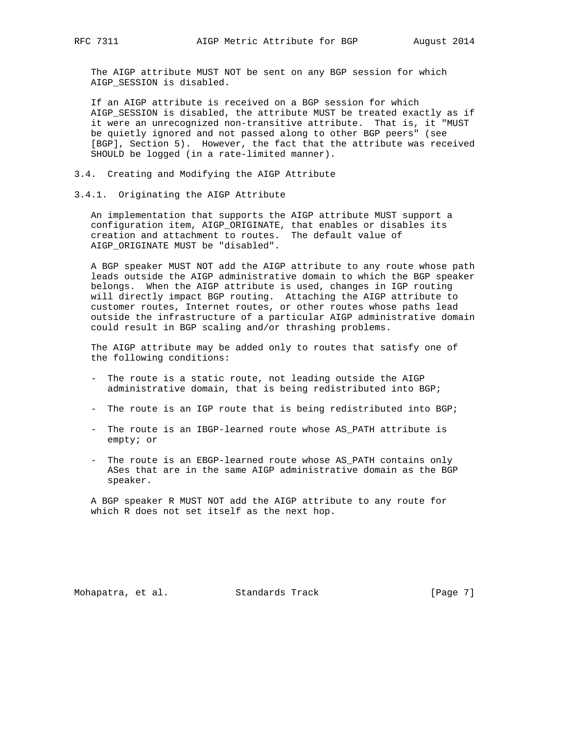The AIGP attribute MUST NOT be sent on any BGP session for which AIGP_SESSION is disabled.

If an AIGP attribute is received on a BGP session for which AIGP_SESSION is disabled, the attribute MUST be treated exactly as if it were an unrecognized non-transitive attribute. That is, it "MUST be quietly ignored and not passed along to other BGP peers" (see [BGP], Section 5). However, the fact that the attribute was received SHOULD be logged (in a rate-limited manner).

### 3.4. Creating and Modifying the AIGP Attribute

#### 3.4.1. Originating the AIGP Attribute

An implementation that supports the AIGP attribute MUST support a configuration item, AIGP_ORIGINATE, that enables or disables its creation and attachment to routes. The default value of AIGP_ORIGINATE MUST be "disabled".

A BGP speaker MUST NOT add the AIGP attribute to any route whose path leads outside the AIGP administrative domain to which the BGP speaker belongs. When the AIGP attribute is used, changes in IGP routing will directly impact BGP routing. Attaching the AIGP attribute to customer routes, Internet routes, or other routes whose paths lead outside the infrastructure of a particular AIGP administrative domain could result in BGP scaling and/or thrashing problems.

The AIGP attribute may be added only to routes that satisfy one of the following conditions:

- The route is a static route, not leading outside the AIGP administrative domain, that is being redistributed into BGP;
- The route is an IGP route that is being redistributed into BGP;
- The route is an IBGP-learned route whose AS_PATH attribute is empty; or
- The route is an EBGP-learned route whose AS_PATH contains only ASes that are in the same AIGP administrative domain as the BGP speaker.

A BGP speaker R MUST NOT add the AIGP attribute to any route for which R does not set itself as the next hop.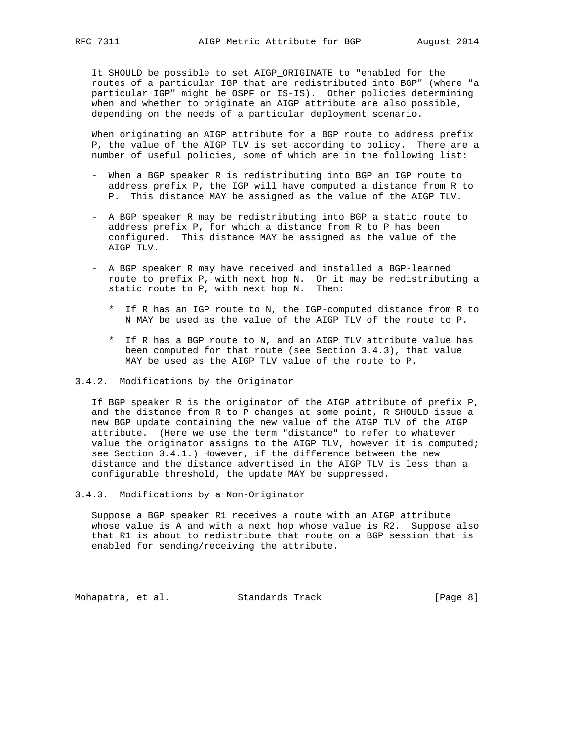It SHOULD be possible to set AIGP_ORIGINATE to "enabled for the routes of a particular IGP that are redistributed into BGP" (where "a particular IGP" might be OSPF or IS-IS). Other policies determining when and whether to originate an AIGP attribute are also possible, depending on the needs of a particular deployment scenario.

When originating an AIGP attribute for a BGP route to address prefix P, the value of the AIGP TLV is set according to policy. There are a number of useful policies, some of which are in the following list:

- When a BGP speaker R is redistributing into BGP an IGP route to address prefix P, the IGP will have computed a distance from R to P. This distance MAY be assigned as the value of the AIGP TLV.

- A BGP speaker R may be redistributing into BGP a static route to address prefix P, for which a distance from R to P has been configured. This distance MAY be assigned as the value of the AIGP TLV.

- A BGP speaker R may have received and installed a BGP-learned route to prefix P, with next hop N. Or it may be redistributing a static route to P, with next hop N. Then:

  * If R has an IGP route to N, the IGP-computed distance from R to N MAY be used as the value of the AIGP TLV of the route to P.

  * If R has a BGP route to N, and an AIGP TLV attribute value has been computed for that route (see Section 3.4.3), that value MAY be used as the AIGP TLV value of the route to P.

### 3.4.2. Modifications by the Originator

If BGP speaker R is the originator of the AIGP attribute of prefix P, and the distance from R to P changes at some point, R SHOULD issue a new BGP update containing the new value of the AIGP TLV of the AIGP attribute. (Here we use the term "distance" to refer to whatever value the originator assigns to the AIGP TLV, however it is computed; see Section 3.4.1.) However, if the difference between the new distance and the distance advertised in the AIGP TLV is less than a configurable threshold, the update MAY be suppressed.

### 3.4.3. Modifications by a Non-Originator

Suppose a BGP speaker R1 receives a route with an AIGP attribute whose value is A and with a next hop whose value is R2. Suppose also that R1 is about to redistribute that route on a BGP session that is enabled for sending/receiving the attribute.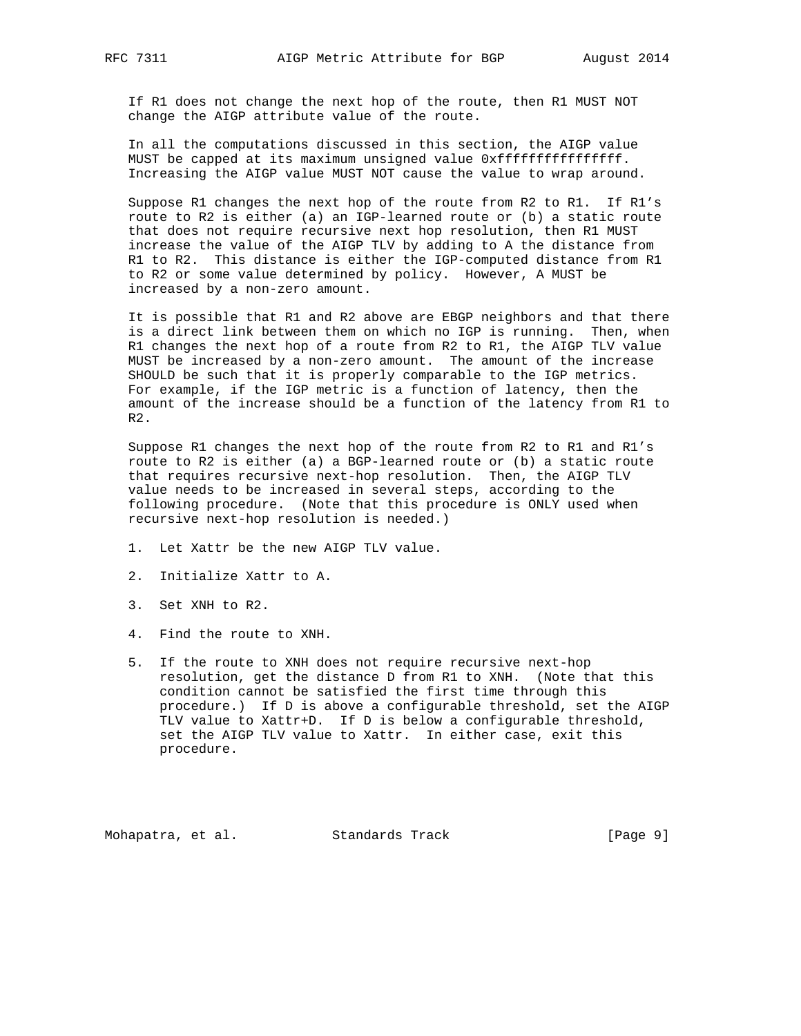If R1 does not change the next hop of the route, then R1 MUST NOT change the AIGP attribute value of the route.

In all the computations discussed in this section, the AIGP value MUST be capped at its maximum unsigned value 0xffffffffffffffff. Increasing the AIGP value MUST NOT cause the value to wrap around.

Suppose R1 changes the next hop of the route from R2 to R1. If R1's route to R2 is either (a) an IGP-learned route or (b) a static route that does not require recursive next hop resolution, then R1 MUST increase the value of the AIGP TLV by adding to A the distance from R1 to R2. This distance is either the IGP-computed distance from R1 to R2 or some value determined by policy. However, A MUST be increased by a non-zero amount.

It is possible that R1 and R2 above are EBGP neighbors and that there is a direct link between them on which no IGP is running. Then, when R1 changes the next hop of a route from R2 to R1, the AIGP TLV value MUST be increased by a non-zero amount. The amount of the increase SHOULD be such that it is properly comparable to the IGP metrics. For example, if the IGP metric is a function of latency, then the amount of the increase should be a function of the latency from R1 to R2.

Suppose R1 changes the next hop of the route from R2 to R1 and R1's route to R2 is either (a) a BGP-learned route or (b) a static route that requires recursive next-hop resolution. Then, the AIGP TLV value needs to be increased in several steps, according to the following procedure. (Note that this procedure is ONLY used when recursive next-hop resolution is needed.)

1. Let Xattr be the new AIGP TLV value.

2. Initialize Xattr to A.

3. Set XNH to R2.

4. Find the route to XNH.

5. If the route to XNH does not require recursive next-hop resolution, get the distance D from R1 to XNH. (Note that this condition cannot be satisfied the first time through this procedure.) If D is above a configurable threshold, set the AIGP TLV value to Xattr+D. If D is below a configurable threshold, set the AIGP TLV value to Xattr. In either case, exit this procedure.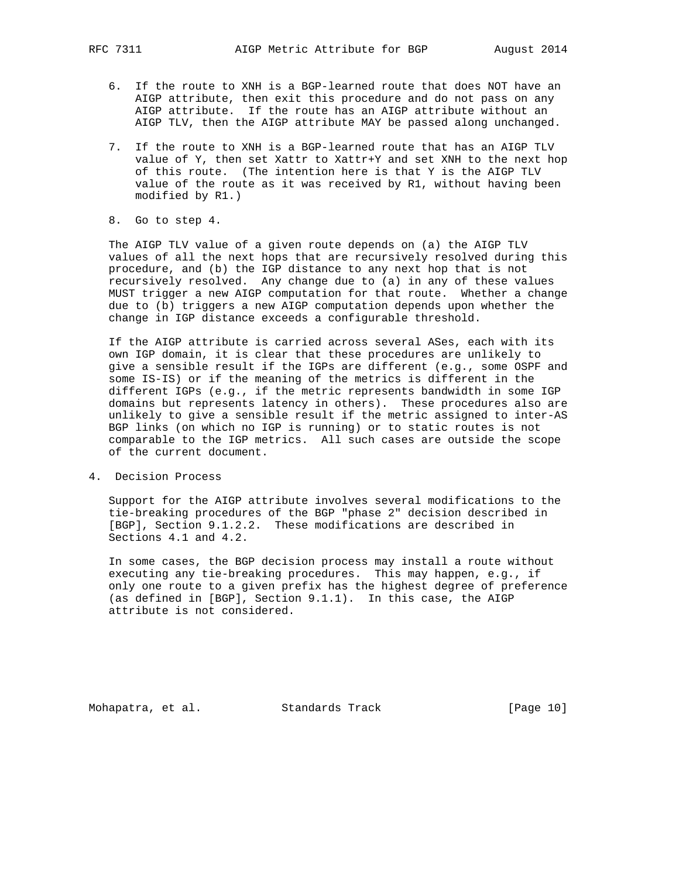6. If the route to XNH is a BGP-learned route that does NOT have an AIGP attribute, then exit this procedure and do not pass on any AIGP attribute. If the route has an AIGP attribute without an AIGP TLV, then the AIGP attribute MAY be passed along unchanged.

7. If the route to XNH is a BGP-learned route that has an AIGP TLV value of Y, then set Xattr to Xattr+Y and set XNH to the next hop of this route. (The intention here is that Y is the AIGP TLV value of the route as it was received by R1, without having been modified by R1.)

8. Go to step 4.

The AIGP TLV value of a given route depends on (a) the AIGP TLV values of all the next hops that are recursively resolved during this procedure, and (b) the IGP distance to any next hop that is not recursively resolved. Any change due to (a) in any of these values MUST trigger a new AIGP computation for that route. Whether a change due to (b) triggers a new AIGP computation depends upon whether the change in IGP distance exceeds a configurable threshold.

If the AIGP attribute is carried across several ASes, each with its own IGP domain, it is clear that these procedures are unlikely to give a sensible result if the IGPs are different (e.g., some OSPF and some IS-IS) or if the meaning of the metrics is different in the different IGPs (e.g., if the metric represents bandwidth in some IGP domains but represents latency in others). These procedures also are unlikely to give a sensible result if the metric assigned to inter-AS BGP links (on which no IGP is running) or to static routes is not comparable to the IGP metrics. All such cases are outside the scope of the current document.

# 4. Decision Process

Support for the AIGP attribute involves several modifications to the tie-breaking procedures of the BGP "phase 2" decision described in [BGP], Section 9.1.2.2. These modifications are described in Sections 4.1 and 4.2.

In some cases, the BGP decision process may install a route without executing any tie-breaking procedures. This may happen, e.g., if only one route to a given prefix has the highest degree of preference (as defined in [BGP], Section 9.1.1). In this case, the AIGP attribute is not considered.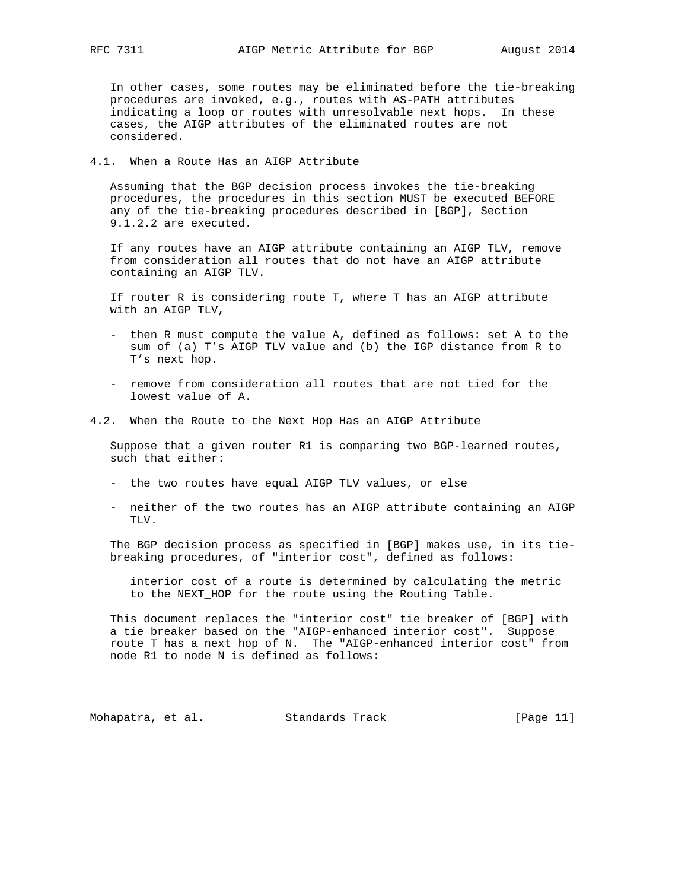In other cases, some routes may be eliminated before the tie-breaking procedures are invoked, e.g., routes with AS-PATH attributes indicating a loop or routes with unresolvable next hops. In these cases, the AIGP attributes of the eliminated routes are not considered.

### 4.1. When a Route Has an AIGP Attribute

Assuming that the BGP decision process invokes the tie-breaking procedures, the procedures in this section MUST be executed BEFORE any of the tie-breaking procedures described in [BGP], Section 9.1.2.2 are executed.

If any routes have an AIGP attribute containing an AIGP TLV, remove from consideration all routes that do not have an AIGP attribute containing an AIGP TLV.

If router R is considering route T, where T has an AIGP attribute with an AIGP TLV,

- then R must compute the value A, defined as follows: set A to the sum of (a) T's AIGP TLV value and (b) the IGP distance from R to T's next hop.

- remove from consideration all routes that are not tied for the lowest value of A.

### 4.2. When the Route to the Next Hop Has an AIGP Attribute

Suppose that a given router R1 is comparing two BGP-learned routes, such that either:

- the two routes have equal AIGP TLV values, or else

- neither of the two routes has an AIGP attribute containing an AIGP TLV.

The BGP decision process as specified in [BGP] makes use, in its tie-breaking procedures, of "interior cost", defined as follows:

> interior cost of a route is determined by calculating the metric to the NEXT_HOP for the route using the Routing Table.

This document replaces the "interior cost" tie breaker of [BGP] with a tie breaker based on the "AIGP-enhanced interior cost". Suppose route T has a next hop of N. The "AIGP-enhanced interior cost" from node R1 to node N is defined as follows: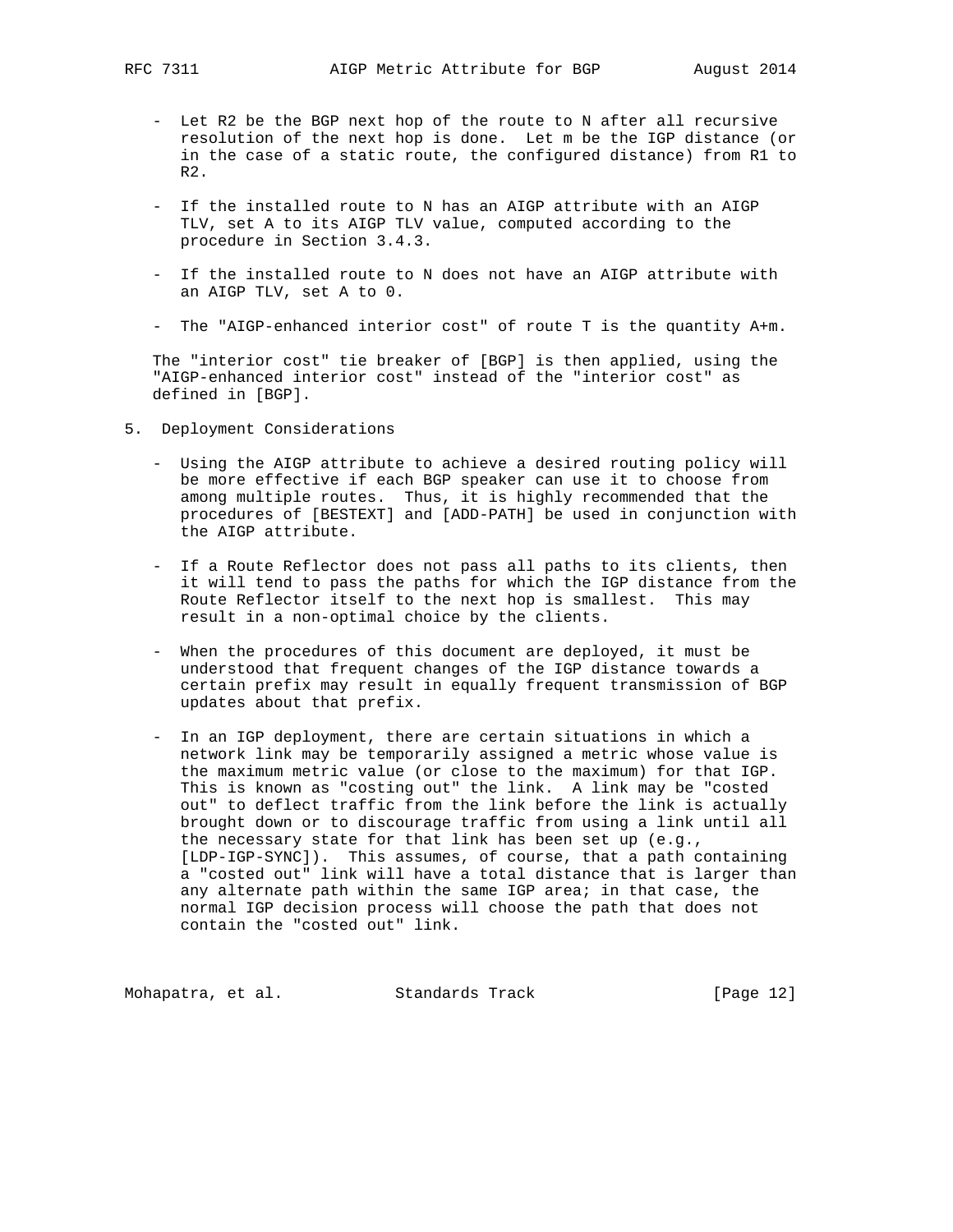- Let R2 be the BGP next hop of the route to N after all recursive resolution of the next hop is done. Let m be the IGP distance (or in the case of a static route, the configured distance) from R1 to R2.

- If the installed route to N has an AIGP attribute with an AIGP TLV, set A to its AIGP TLV value, computed according to the procedure in Section 3.4.3.

- If the installed route to N does not have an AIGP attribute with an AIGP TLV, set A to 0.

- The "AIGP-enhanced interior cost" of route T is the quantity A+m.

The "interior cost" tie breaker of [BGP] is then applied, using the "AIGP-enhanced interior cost" instead of the "interior cost" as defined in [BGP].

## 5. Deployment Considerations

- Using the AIGP attribute to achieve a desired routing policy will be more effective if each BGP speaker can use it to choose from among multiple routes. Thus, it is highly recommended that the procedures of [BESTEXT] and [ADD-PATH] be used in conjunction with the AIGP attribute.

- If a Route Reflector does not pass all paths to its clients, then it will tend to pass the paths for which the IGP distance from the Route Reflector itself to the next hop is smallest. This may result in a non-optimal choice by the clients.

- When the procedures of this document are deployed, it must be understood that frequent changes of the IGP distance towards a certain prefix may result in equally frequent transmission of BGP updates about that prefix.

- In an IGP deployment, there are certain situations in which a network link may be temporarily assigned a metric whose value is the maximum metric value (or close to the maximum) for that IGP. This is known as "costing out" the link. A link may be "costed out" to deflect traffic from the link before the link is actually brought down or to discourage traffic from using a link until all the necessary state for that link has been set up (e.g., [LDP-IGP-SYNC]). This assumes, of course, that a path containing a "costed out" link will have a total distance that is larger than any alternate path within the same IGP area; in that case, the normal IGP decision process will choose the path that does not contain the "costed out" link.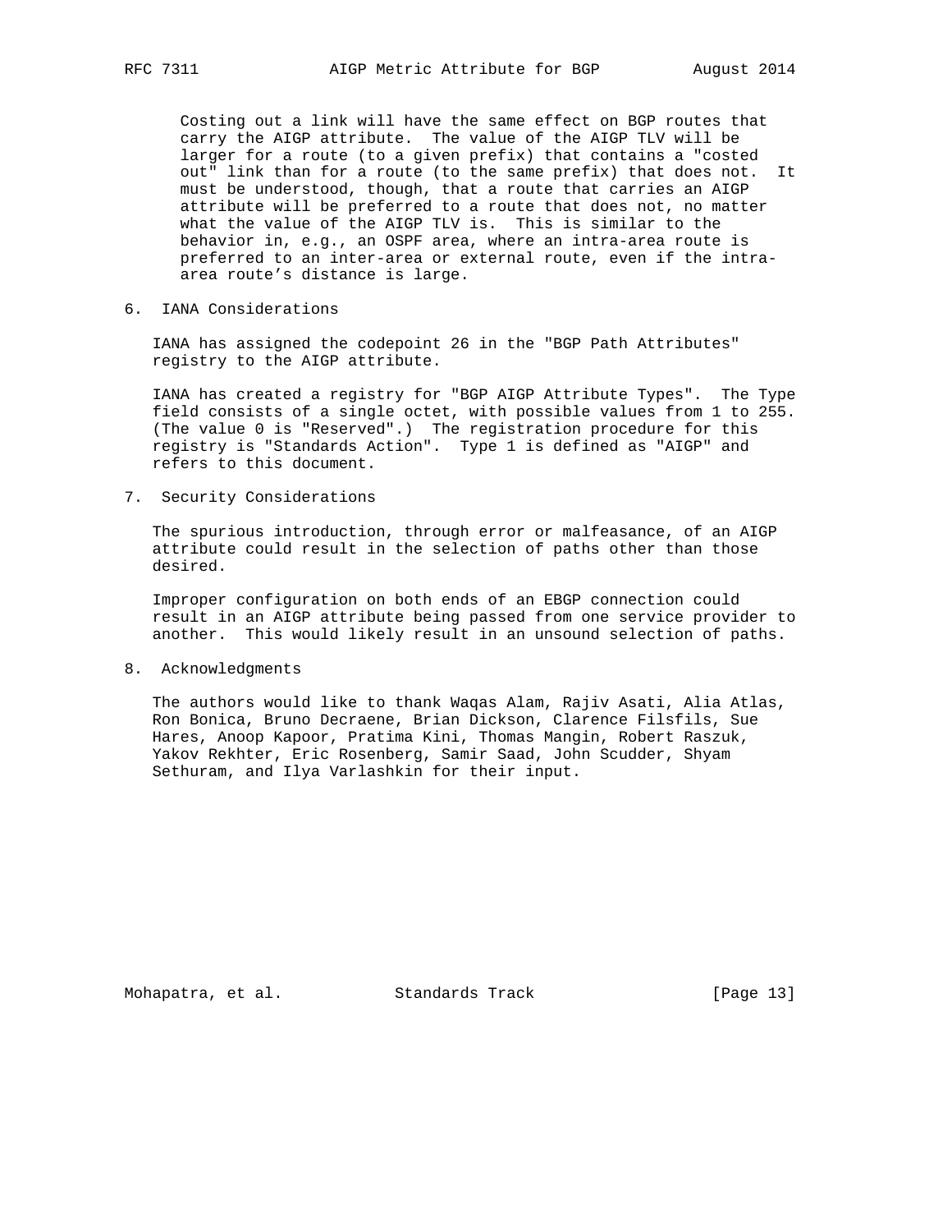Costing out a link will have the same effect on BGP routes that carry the AIGP attribute. The value of the AIGP TLV will be larger for a route (to a given prefix) that contains a "costed out" link than for a route (to the same prefix) that does not. It must be understood, though, that a route that carries an AIGP attribute will be preferred to a route that does not, no matter what the value of the AIGP TLV is. This is similar to the behavior in, e.g., an OSPF area, where an intra-area route is preferred to an inter-area or external route, even if the intra-area route's distance is large.

## 6. IANA Considerations

IANA has assigned the codepoint 26 in the "BGP Path Attributes" registry to the AIGP attribute.

IANA has created a registry for "BGP AIGP Attribute Types". The Type field consists of a single octet, with possible values from 1 to 255. (The value 0 is "Reserved".) The registration procedure for this registry is "Standards Action". Type 1 is defined as "AIGP" and refers to this document.

## 7. Security Considerations

The spurious introduction, through error or malfeasance, of an AIGP attribute could result in the selection of paths other than those desired.

Improper configuration on both ends of an EBGP connection could result in an AIGP attribute being passed from one service provider to another. This would likely result in an unsound selection of paths.

## 8. Acknowledgments

The authors would like to thank Waqas Alam, Rajiv Asati, Alia Atlas, Ron Bonica, Bruno Decraene, Brian Dickson, Clarence Filsfils, Sue Hares, Anoop Kapoor, Pratima Kini, Thomas Mangin, Robert Raszuk, Yakov Rekhter, Eric Rosenberg, Samir Saad, John Scudder, Shyam Sethuram, and Ilya Varlashkin for their input.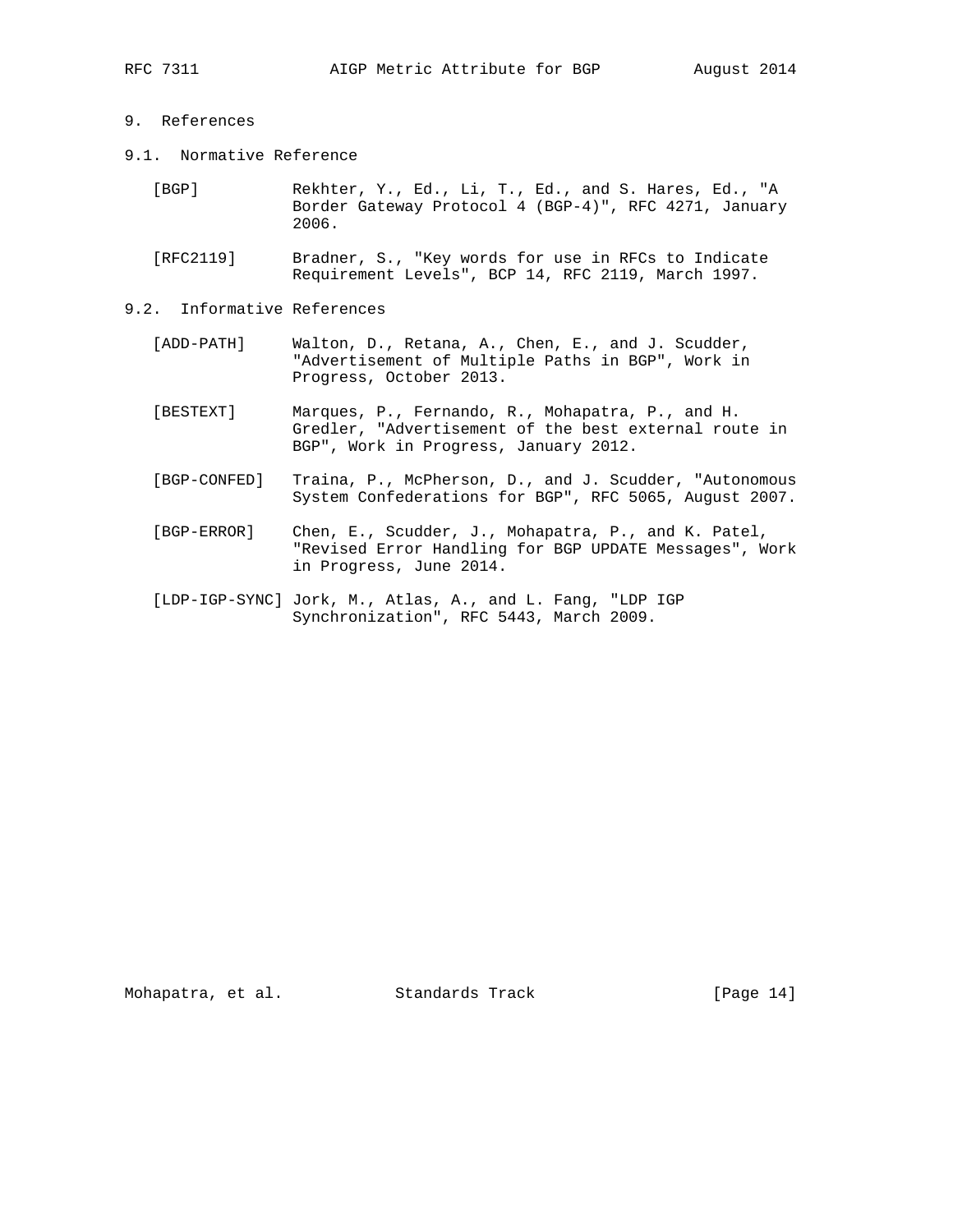## 9. References

### 9.1. Normative Reference

[BGP] Rekhter, Y., Ed., Li, T., Ed., and S. Hares, Ed., "A Border Gateway Protocol 4 (BGP-4)", RFC 4271, January 2006.

[RFC2119] Bradner, S., "Key words for use in RFCs to Indicate Requirement Levels", BCP 14, RFC 2119, March 1997.

### 9.2. Informative References

[ADD-PATH] Walton, D., Retana, A., Chen, E., and J. Scudder, "Advertisement of Multiple Paths in BGP", Work in Progress, October 2013.

[BESTEXT] Marques, P., Fernando, R., Mohapatra, P., and H. Gredler, "Advertisement of the best external route in BGP", Work in Progress, January 2012.

[BGP-CONFED] Traina, P., McPherson, D., and J. Scudder, "Autonomous System Confederations for BGP", RFC 5065, August 2007.

[BGP-ERROR] Chen, E., Scudder, J., Mohapatra, P., and K. Patel, "Revised Error Handling for BGP UPDATE Messages", Work in Progress, June 2014.

[LDP-IGP-SYNC] Jork, M., Atlas, A., and L. Fang, "LDP IGP Synchronization", RFC 5443, March 2009.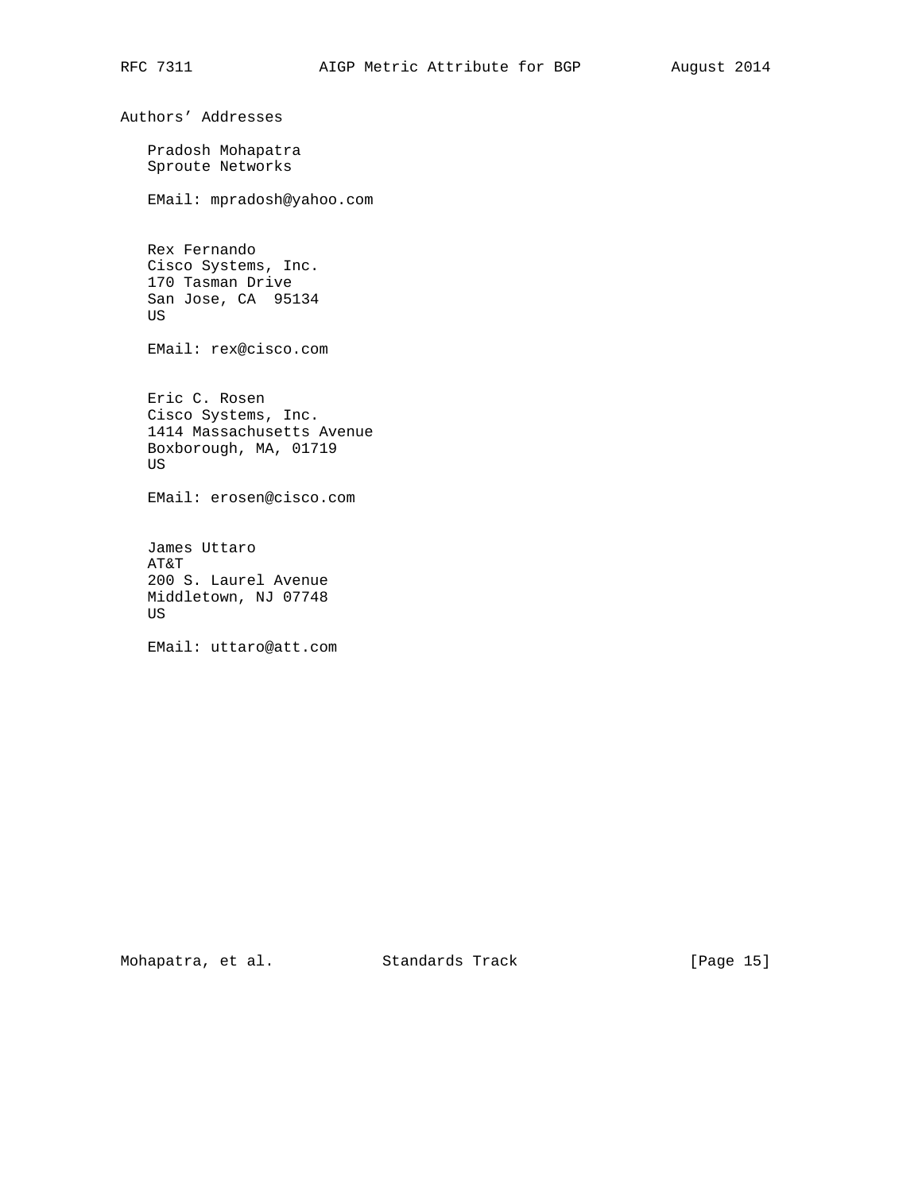## Authors' Addresses

Pradosh Mohapatra
Sproute Networks

EMail: mpradosh@yahoo.com

Rex Fernando
Cisco Systems, Inc.
170 Tasman Drive
San Jose, CA 95134
US

EMail: rex@cisco.com

Eric C. Rosen
Cisco Systems, Inc.
1414 Massachusetts Avenue
Boxborough, MA, 01719
US

EMail: erosen@cisco.com

James Uttaro
AT&T
200 S. Laurel Avenue
Middletown, NJ 07748
US

EMail: uttaro@att.com